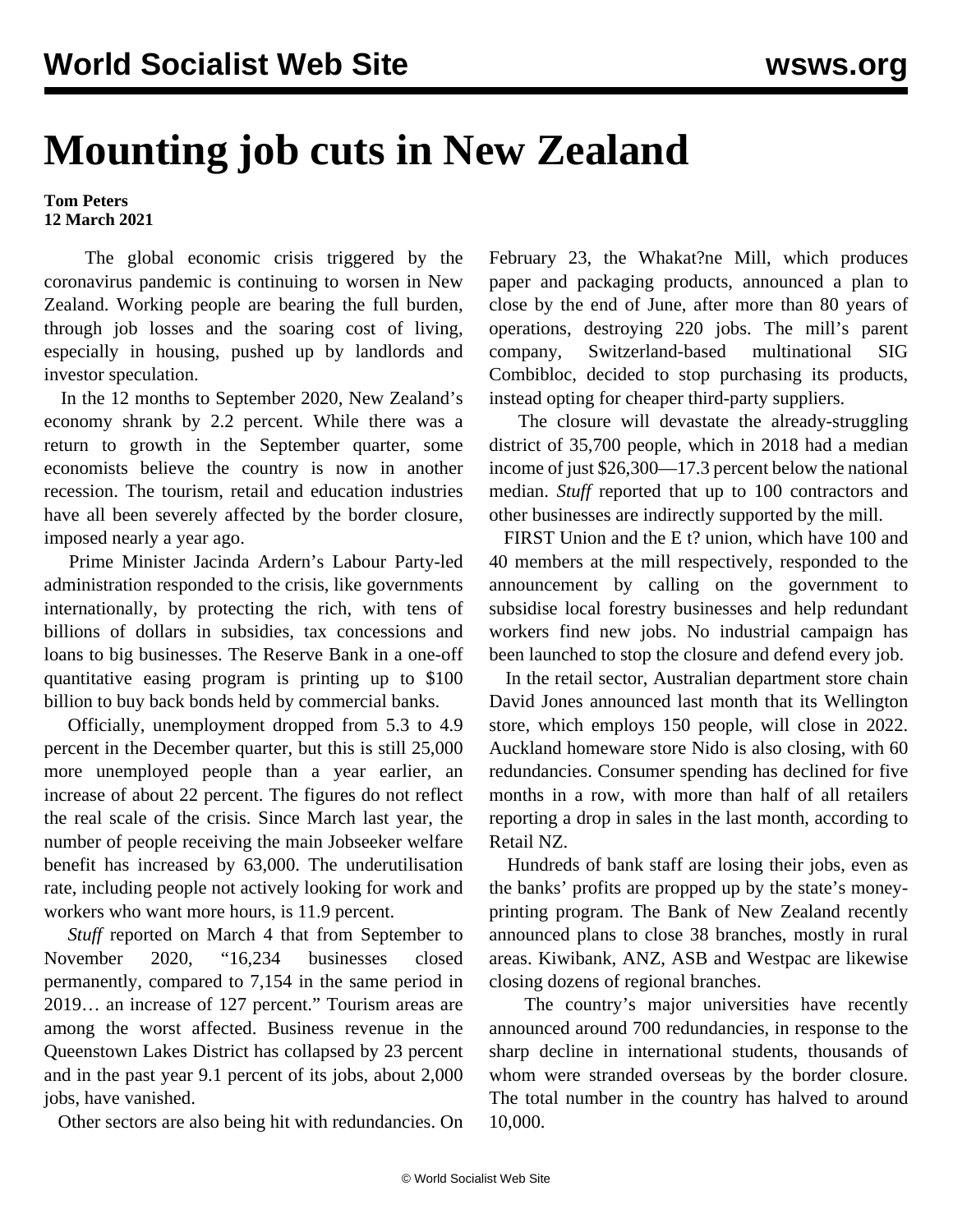# Mounting job cuts in New Zealand

**Tom Peters**
**12 March 2021**

The global economic crisis triggered by the coronavirus pandemic is continuing to worsen in New Zealand. Working people are bearing the full burden, through job losses and the soaring cost of living, especially in housing, pushed up by landlords and investor speculation.

In the 12 months to September 2020, New Zealand's economy shrank by 2.2 percent. While there was a return to growth in the September quarter, some economists believe the country is now in another recession. The tourism, retail and education industries have all been severely affected by the border closure, imposed nearly a year ago.

Prime Minister Jacinda Ardern's Labour Party-led administration responded to the crisis, like governments internationally, by protecting the rich, with tens of billions of dollars in subsidies, tax concessions and loans to big businesses. The Reserve Bank in a one-off quantitative easing program is printing up to $100 billion to buy back bonds held by commercial banks.

Officially, unemployment dropped from 5.3 to 4.9 percent in the December quarter, but this is still 25,000 more unemployed people than a year earlier, an increase of about 22 percent. The figures do not reflect the real scale of the crisis. Since March last year, the number of people receiving the main Jobseeker welfare benefit has increased by 63,000. The underutilisation rate, including people not actively looking for work and workers who want more hours, is 11.9 percent.

*Stuff* reported on March 4 that from September to November 2020, "16,234 businesses closed permanently, compared to 7,154 in the same period in 2019… an increase of 127 percent." Tourism areas are among the worst affected. Business revenue in the Queenstown Lakes District has collapsed by 23 percent and in the past year 9.1 percent of its jobs, about 2,000 jobs, have vanished.

Other sectors are also being hit with redundancies. On February 23, the Whakat?ne Mill, which produces paper and packaging products, announced a plan to close by the end of June, after more than 80 years of operations, destroying 220 jobs. The mill's parent company, Switzerland-based multinational SIG Combibloc, decided to stop purchasing its products, instead opting for cheaper third-party suppliers.

The closure will devastate the already-struggling district of 35,700 people, which in 2018 had a median income of just $26,300—17.3 percent below the national median. *Stuff* reported that up to 100 contractors and other businesses are indirectly supported by the mill.

FIRST Union and the E t? union, which have 100 and 40 members at the mill respectively, responded to the announcement by calling on the government to subsidise local forestry businesses and help redundant workers find new jobs. No industrial campaign has been launched to stop the closure and defend every job.

In the retail sector, Australian department store chain David Jones announced last month that its Wellington store, which employs 150 people, will close in 2022. Auckland homeware store Nido is also closing, with 60 redundancies. Consumer spending has declined for five months in a row, with more than half of all retailers reporting a drop in sales in the last month, according to Retail NZ.

Hundreds of bank staff are losing their jobs, even as the banks' profits are propped up by the state's money-printing program. The Bank of New Zealand recently announced plans to close 38 branches, mostly in rural areas. Kiwibank, ANZ, ASB and Westpac are likewise closing dozens of regional branches.

The country's major universities have recently announced around 700 redundancies, in response to the sharp decline in international students, thousands of whom were stranded overseas by the border closure. The total number in the country has halved to around 10,000.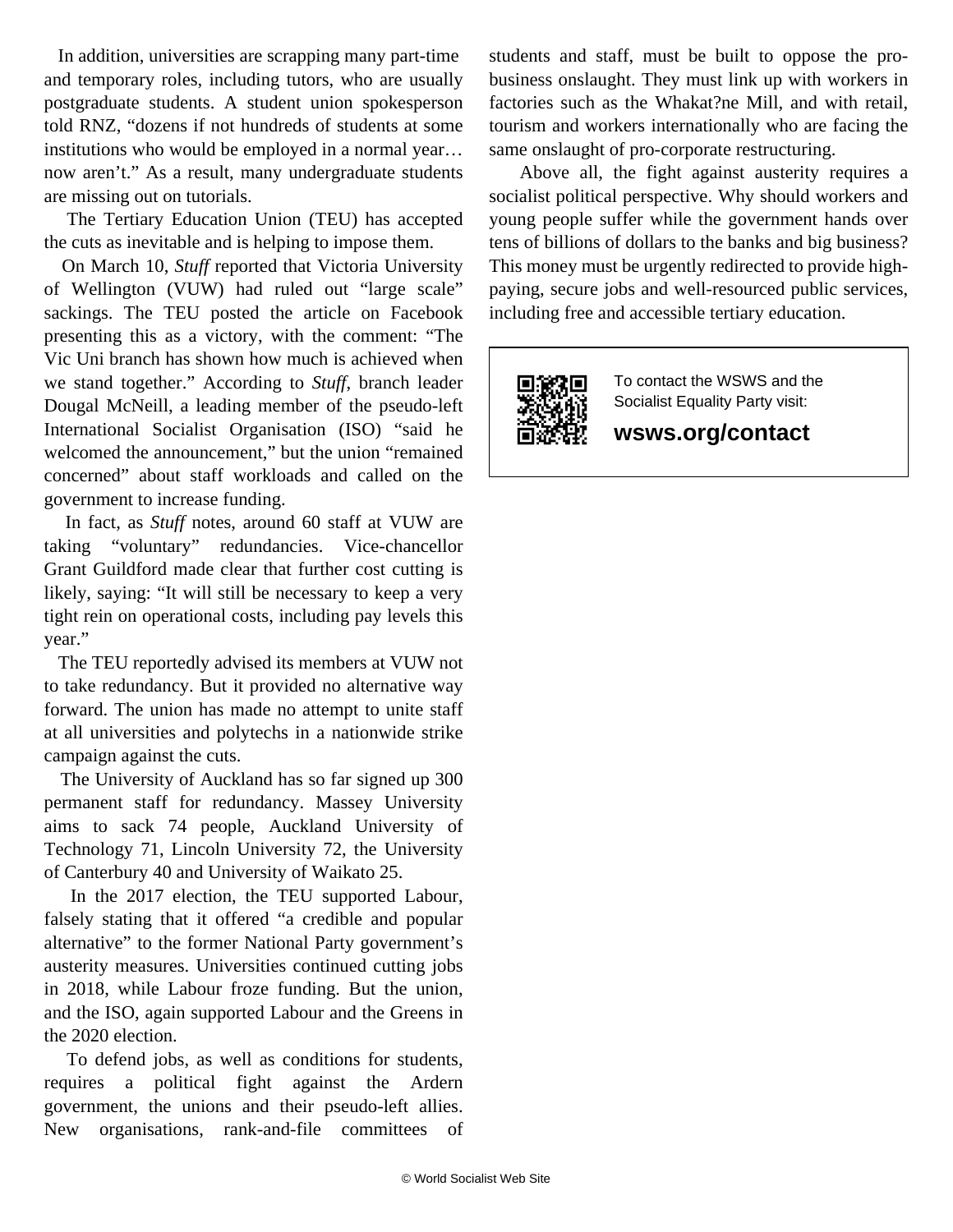In addition, universities are scrapping many part-time and temporary roles, including tutors, who are usually postgraduate students. A student union spokesperson told RNZ, "dozens if not hundreds of students at some institutions who would be employed in a normal year… now aren't." As a result, many undergraduate students are missing out on tutorials.

The Tertiary Education Union (TEU) has accepted the cuts as inevitable and is helping to impose them.

On March 10, *Stuff* reported that Victoria University of Wellington (VUW) had ruled out "large scale" sackings. The TEU posted the article on Facebook presenting this as a victory, with the comment: "The Vic Uni branch has shown how much is achieved when we stand together." According to *Stuff*, branch leader Dougal McNeill, a leading member of the pseudo-left International Socialist Organisation (ISO) "said he welcomed the announcement," but the union "remained concerned" about staff workloads and called on the government to increase funding.

In fact, as *Stuff* notes, around 60 staff at VUW are taking "voluntary" redundancies. Vice-chancellor Grant Guildford made clear that further cost cutting is likely, saying: "It will still be necessary to keep a very tight rein on operational costs, including pay levels this year."

The TEU reportedly advised its members at VUW not to take redundancy. But it provided no alternative way forward. The union has made no attempt to unite staff at all universities and polytechs in a nationwide strike campaign against the cuts.

The University of Auckland has so far signed up 300 permanent staff for redundancy. Massey University aims to sack 74 people, Auckland University of Technology 71, Lincoln University 72, the University of Canterbury 40 and University of Waikato 25.

In the 2017 election, the TEU supported Labour, falsely stating that it offered "a credible and popular alternative" to the former National Party government's austerity measures. Universities continued cutting jobs in 2018, while Labour froze funding. But the union, and the ISO, again supported Labour and the Greens in the 2020 election.

To defend jobs, as well as conditions for students, requires a political fight against the Ardern government, the unions and their pseudo-left allies. New organisations, rank-and-file committees of students and staff, must be built to oppose the pro-business onslaught. They must link up with workers in factories such as the Whakat?ne Mill, and with retail, tourism and workers internationally who are facing the same onslaught of pro-corporate restructuring.

Above all, the fight against austerity requires a socialist political perspective. Why should workers and young people suffer while the government hands over tens of billions of dollars to the banks and big business? This money must be urgently redirected to provide high-paying, secure jobs and well-resourced public services, including free and accessible tertiary education.

To contact the WSWS and the Socialist Equality Party visit:

**wsws.org/contact**